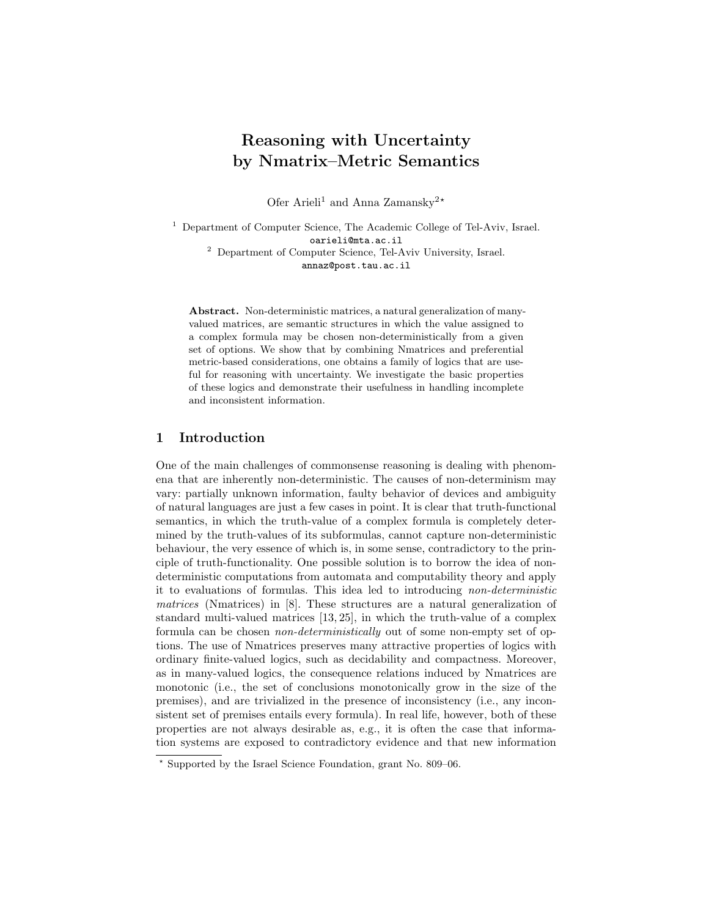# Reasoning with Uncertainty by Nmatrix–Metric Semantics

Ofer Arieli[1] and Anna Zamansky[2]*

[1] Department of Computer Science, The Academic College of Tel-Aviv, Israel.
oarieli@mta.ac.il

[2] Department of Computer Science, Tel-Aviv University, Israel.
annaz@post.tau.ac.il

**Abstract.** Non-deterministic matrices, a natural generalization of many-valued matrices, are semantic structures in which the value assigned to a complex formula may be chosen non-deterministically from a given set of options. We show that by combining Nmatrices and preferential metric-based considerations, one obtains a family of logics that are useful for reasoning with uncertainty. We investigate the basic properties of these logics and demonstrate their usefulness in handling incomplete and inconsistent information.

## 1 Introduction

One of the main challenges of commonsense reasoning is dealing with phenomena that are inherently non-deterministic. The causes of non-determinism may vary: partially unknown information, faulty behavior of devices and ambiguity of natural languages are just a few cases in point. It is clear that truth-functional semantics, in which the truth-value of a complex formula is completely determined by the truth-values of its subformulas, cannot capture non-deterministic behaviour, the very essence of which is, in some sense, contradictory to the principle of truth-functionality. One possible solution is to borrow the idea of non-deterministic computations from automata and computability theory and apply it to evaluations of formulas. This idea led to introducing *non-deterministic matrices* (Nmatrices) in [8]. These structures are a natural generalization of standard multi-valued matrices [13, 25], in which the truth-value of a complex formula can be chosen *non-deterministically* out of some non-empty set of options. The use of Nmatrices preserves many attractive properties of logics with ordinary finite-valued logics, such as decidability and compactness. Moreover, as in many-valued logics, the consequence relations induced by Nmatrices are monotonic (i.e., the set of conclusions monotonically grow in the size of the premises), and are trivialized in the presence of inconsistency (i.e., any inconsistent set of premises entails every formula). In real life, however, both of these properties are not always desirable as, e.g., it is often the case that information systems are exposed to contradictory evidence and that new information

* Supported by the Israel Science Foundation, grant No. 809–06.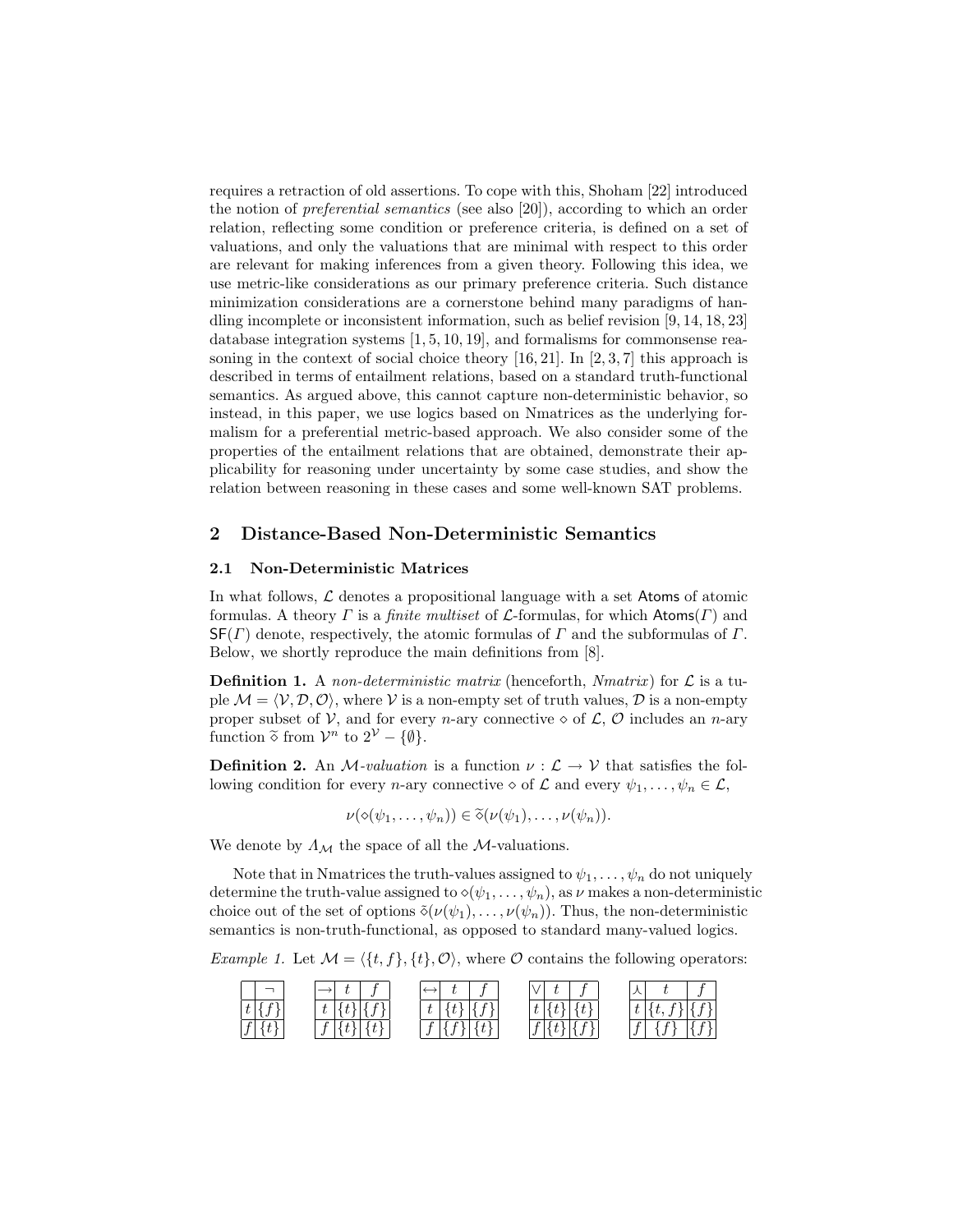requires a retraction of old assertions. To cope with this, Shoham [22] introduced the notion of *preferential semantics* (see also [20]), according to which an order relation, reflecting some condition or preference criteria, is defined on a set of valuations, and only the valuations that are minimal with respect to this order are relevant for making inferences from a given theory. Following this idea, we use metric-like considerations as our primary preference criteria. Such distance minimization considerations are a cornerstone behind many paradigms of handling incomplete or inconsistent information, such as belief revision [9, 14, 18, 23] database integration systems [1, 5, 10, 19], and formalisms for commonsense reasoning in the context of social choice theory [16, 21]. In [2, 3, 7] this approach is described in terms of entailment relations, based on a standard truth-functional semantics. As argued above, this cannot capture non-deterministic behavior, so instead, in this paper, we use logics based on Nmatrices as the underlying formalism for a preferential metric-based approach. We also consider some of the properties of the entailment relations that are obtained, demonstrate their applicability for reasoning under uncertainty by some case studies, and show the relation between reasoning in these cases and some well-known SAT problems.

## 2 Distance-Based Non-Deterministic Semantics

### 2.1 Non-Deterministic Matrices

In what follows, $\mathcal{L}$ denotes a propositional language with a set $\mathsf{Atoms}$ of atomic formulas. A theory $\Gamma$ is a *finite multiset* of $\mathcal{L}$-formulas, for which $\mathsf{Atoms}(\Gamma)$ and $\mathsf{SF}(\Gamma)$ denote, respectively, the atomic formulas of $\Gamma$ and the subformulas of $\Gamma$. Below, we shortly reproduce the main definitions from [8].

**Definition 1.** A *non-deterministic matrix* (henceforth, *Nmatrix*) for $\mathcal{L}$ is a tuple $\mathcal{M} = \langle \mathcal{V}, \mathcal{D}, \mathcal{O} \rangle$, where $\mathcal{V}$ is a non-empty set of truth values, $\mathcal{D}$ is a non-empty proper subset of $\mathcal{V}$, and for every $n$-ary connective $\diamond$ of $\mathcal{L}$, $\mathcal{O}$ includes an $n$-ary function $\widetilde{\diamond}$ from $\mathcal{V}^n$ to $2^{\mathcal{V}} - \{\emptyset\}$.

**Definition 2.** An $\mathcal{M}$*-valuation* is a function $\nu : \mathcal{L} \to \mathcal{V}$ that satisfies the following condition for every $n$-ary connective $\diamond$ of $\mathcal{L}$ and every $\psi_1, \ldots, \psi_n \in \mathcal{L}$,

$$\nu(\diamond(\psi_1, \ldots, \psi_n)) \in \widetilde{\diamond}(\nu(\psi_1), \ldots, \nu(\psi_n)).$$

We denote by $\Lambda_{\mathcal{M}}$ the space of all the $\mathcal{M}$-valuations.

Note that in Nmatrices the truth-values assigned to $\psi_1, \ldots, \psi_n$ do not uniquely determine the truth-value assigned to $\diamond(\psi_1, \ldots, \psi_n)$, as $\nu$ makes a non-deterministic choice out of the set of options $\tilde{\diamond}(\nu(\psi_1), \ldots, \nu(\psi_n))$. Thus, the non-deterministic semantics is non-truth-functional, as opposed to standard many-valued logics.

*Example 1.* Let $\mathcal{M} = \langle \{t, f\}, \{t\}, \mathcal{O} \rangle$, where $\mathcal{O}$ contains the following operators:

| | $\neg$ |
|---|---|
| $t$ | $\{f\}$ |
| $f$ | $\{t\}$ |

| $\to$ | $t$ | $f$ |
|---|---|---|
| $t$ | $\{t\}$ | $\{f\}$ |
| $f$ | $\{t\}$ | $\{t\}$ |

| $\leftrightarrow$ | $t$ | $f$ |
|---|---|---|
| $t$ | $\{t\}$ | $\{f\}$ |
| $f$ | $\{f\}$ | $\{t\}$ |

| $\vee$ | $t$ | $f$ |
|---|---|---|
| $t$ | $\{t\}$ | $\{t\}$ |
| $f$ | $\{t\}$ | $\{f\}$ |

| $\curlywedge$ | $t$ | $f$ |
|---|---|---|
| $t$ | $\{t, f\}$ | $\{f\}$ |
| $f$ | $\{f\}$ | $\{f\}$ |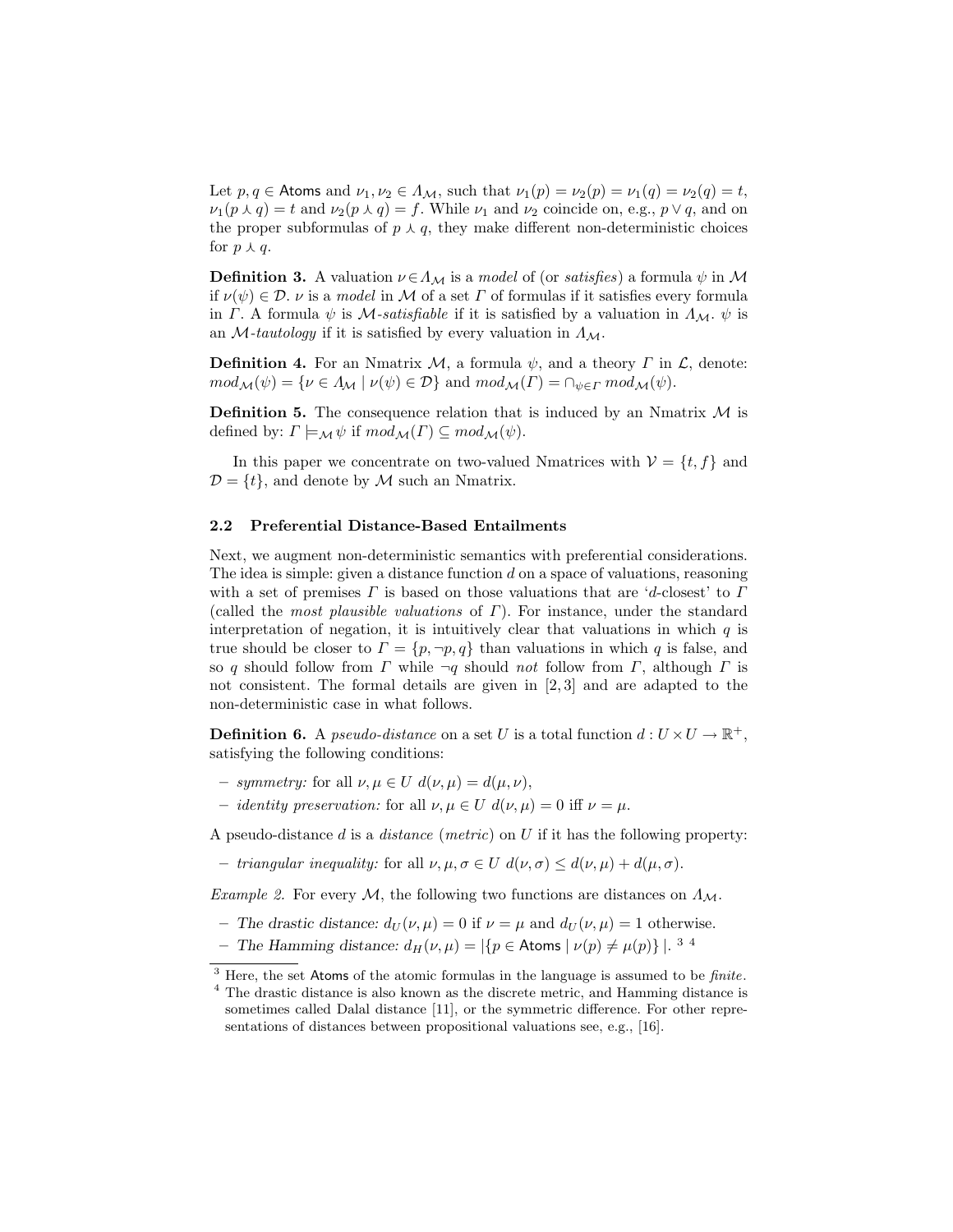Let $p, q \in \mathsf{Atoms}$ and $\nu_1, \nu_2 \in \Lambda_{\mathcal{M}}$, such that $\nu_1(p) = \nu_2(p) = \nu_1(q) = \nu_2(q) = t$, $\nu_1(p \curlywedge q) = t$ and $\nu_2(p \curlywedge q) = f$. While $\nu_1$ and $\nu_2$ coincide on, e.g., $p \vee q$, and on the proper subformulas of $p \curlywedge q$, they make different non-deterministic choices for $p \curlywedge q$.

**Definition 3.** A valuation $\nu \in \Lambda_{\mathcal{M}}$ is a *model* of (or *satisfies*) a formula $\psi$ in $\mathcal{M}$ if $\nu(\psi) \in \mathcal{D}$. $\nu$ is a *model* in $\mathcal{M}$ of a set $\Gamma$ of formulas if it satisfies every formula in $\Gamma$. A formula $\psi$ is $\mathcal{M}$*-satisfiable* if it is satisfied by a valuation in $\Lambda_{\mathcal{M}}$. $\psi$ is an $\mathcal{M}$*-tautology* if it is satisfied by every valuation in $\Lambda_{\mathcal{M}}$.

**Definition 4.** For an Nmatrix $\mathcal{M}$, a formula $\psi$, and a theory $\Gamma$ in $\mathcal{L}$, denote: $mod_{\mathcal{M}}(\psi) = \{\nu \in \Lambda_{\mathcal{M}} \mid \nu(\psi) \in \mathcal{D}\}$ and $mod_{\mathcal{M}}(\Gamma) = \cap_{\psi \in \Gamma}\, mod_{\mathcal{M}}(\psi)$.

**Definition 5.** The consequence relation that is induced by an Nmatrix $\mathcal{M}$ is defined by: $\Gamma \models_{\mathcal{M}} \psi$ if $mod_{\mathcal{M}}(\Gamma) \subseteq mod_{\mathcal{M}}(\psi)$.

In this paper we concentrate on two-valued Nmatrices with $\mathcal{V} = \{t, f\}$ and $\mathcal{D} = \{t\}$, and denote by $\mathcal{M}$ such an Nmatrix.

### 2.2 Preferential Distance-Based Entailments

Next, we augment non-deterministic semantics with preferential considerations. The idea is simple: given a distance function $d$ on a space of valuations, reasoning with a set of premises $\Gamma$ is based on those valuations that are '$d$-closest' to $\Gamma$ (called the *most plausible valuations* of $\Gamma$). For instance, under the standard interpretation of negation, it is intuitively clear that valuations in which $q$ is true should be closer to $\Gamma = \{p, \neg p, q\}$ than valuations in which $q$ is false, and so $q$ should follow from $\Gamma$ while $\neg q$ should *not* follow from $\Gamma$, although $\Gamma$ is not consistent. The formal details are given in [2, 3] and are adapted to the non-deterministic case in what follows.

**Definition 6.** A *pseudo-distance* on a set $U$ is a total function $d : U \times U \to \mathbb{R}^+$, satisfying the following conditions:

- *symmetry:* for all $\nu, \mu \in U$ $d(\nu, \mu) = d(\mu, \nu)$,
- *identity preservation:* for all $\nu, \mu \in U$ $d(\nu, \mu) = 0$ iff $\nu = \mu$.

A pseudo-distance $d$ is a *distance* (*metric*) on $U$ if it has the following property:

- *triangular inequality:* for all $\nu, \mu, \sigma \in U$ $d(\nu, \sigma) \leq d(\nu, \mu) + d(\mu, \sigma)$.

*Example 2.* For every $\mathcal{M}$, the following two functions are distances on $\Lambda_{\mathcal{M}}$.

- *The drastic distance:* $d_U(\nu, \mu) = 0$ if $\nu = \mu$ and $d_U(\nu, \mu) = 1$ otherwise.
- *The Hamming distance:* $d_H(\nu, \mu) = |\{p \in \mathsf{Atoms} \mid \nu(p) \neq \mu(p)\}|$. [3] [4]

[3] Here, the set Atoms of the atomic formulas in the language is assumed to be *finite*.

[4] The drastic distance is also known as the discrete metric, and Hamming distance is sometimes called Dalal distance [11], or the symmetric difference. For other representations of distances between propositional valuations see, e.g., [16].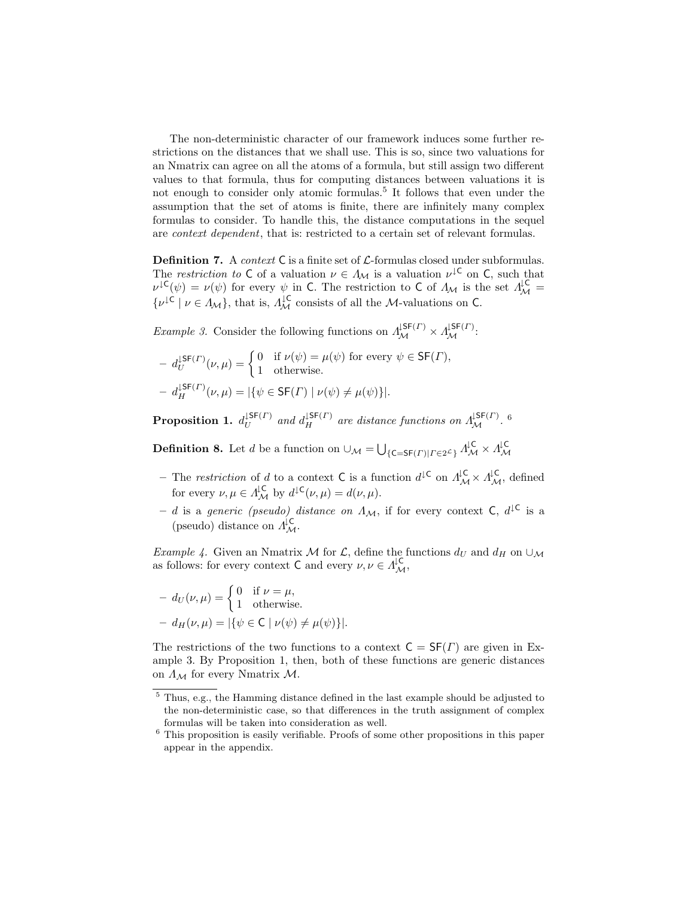The non-deterministic character of our framework induces some further restrictions on the distances that we shall use. This is so, since two valuations for an Nmatrix can agree on all the atoms of a formula, but still assign two different values to that formula, thus for computing distances between valuations it is not enough to consider only atomic formulas.[5] It follows that even under the assumption that the set of atoms is finite, there are infinitely many complex formulas to consider. To handle this, the distance computations in the sequel are *context dependent*, that is: restricted to a certain set of relevant formulas.

**Definition 7.** A *context* $\mathsf{C}$ is a finite set of $\mathcal{L}$-formulas closed under subformulas. The *restriction to* $\mathsf{C}$ of a valuation $\nu \in \Lambda_{\mathcal{M}}$ is a valuation $\nu^{\downarrow \mathsf{C}}$ on $\mathsf{C}$, such that $\nu^{\downarrow \mathsf{C}}(\psi) = \nu(\psi)$ for every $\psi$ in $\mathsf{C}$. The restriction to $\mathsf{C}$ of $\Lambda_{\mathcal{M}}$ is the set $\Lambda_{\mathcal{M}}^{\downarrow \mathsf{C}} = \{\nu^{\downarrow \mathsf{C}} \mid \nu \in \Lambda_{\mathcal{M}}\}$, that is, $\Lambda_{\mathcal{M}}^{\downarrow \mathsf{C}}$ consists of all the $\mathcal{M}$-valuations on $\mathsf{C}$.

*Example 3.* Consider the following functions on $\Lambda_{\mathcal{M}}^{\downarrow \mathsf{SF}(\Gamma)} \times \Lambda_{\mathcal{M}}^{\downarrow \mathsf{SF}(\Gamma)}$:

– $d_U^{\downarrow \mathsf{SF}(\Gamma)}(\nu, \mu) = \begin{cases} 0 & \text{if } \nu(\psi) = \mu(\psi) \text{ for every } \psi \in \mathsf{SF}(\Gamma), \\ 1 & \text{otherwise.} \end{cases}$

– $d_H^{\downarrow \mathsf{SF}(\Gamma)}(\nu, \mu) = |\{\psi \in \mathsf{SF}(\Gamma) \mid \nu(\psi) \neq \mu(\psi)\}|$.

**Proposition 1.** *$d_U^{\downarrow \mathsf{SF}(\Gamma)}$ and $d_H^{\downarrow \mathsf{SF}(\Gamma)}$ are distance functions on $\Lambda_{\mathcal{M}}^{\downarrow \mathsf{SF}(\Gamma)}$.* [6]

**Definition 8.** Let $d$ be a function on $\cup_{\mathcal{M}} = \bigcup_{\{\mathsf{C} = \mathsf{SF}(\Gamma) \mid \Gamma \in 2^{\mathcal{L}}\}} \Lambda_{\mathcal{M}}^{\downarrow \mathsf{C}} \times \Lambda_{\mathcal{M}}^{\downarrow \mathsf{C}}$

– The *restriction* of $d$ to a context $\mathsf{C}$ is a function $d^{\downarrow \mathsf{C}}$ on $\Lambda_{\mathcal{M}}^{\downarrow \mathsf{C}} \times \Lambda_{\mathcal{M}}^{\downarrow \mathsf{C}}$, defined for every $\nu, \mu \in \Lambda_{\mathcal{M}}^{\downarrow \mathsf{C}}$ by $d^{\downarrow \mathsf{C}}(\nu, \mu) = d(\nu, \mu)$.

– $d$ is a *generic (pseudo) distance on* $\Lambda_{\mathcal{M}}$, if for every context $\mathsf{C}$, $d^{\downarrow \mathsf{C}}$ is a (pseudo) distance on $\Lambda_{\mathcal{M}}^{\downarrow \mathsf{C}}$.

*Example 4.* Given an Nmatrix $\mathcal{M}$ for $\mathcal{L}$, define the functions $d_U$ and $d_H$ on $\cup_{\mathcal{M}}$ as follows: for every context $\mathsf{C}$ and every $\nu, \nu \in \Lambda_{\mathcal{M}}^{\downarrow \mathsf{C}}$,

– $d_U(\nu, \mu) = \begin{cases} 0 & \text{if } \nu = \mu, \\ 1 & \text{otherwise.} \end{cases}$

– $d_H(\nu, \mu) = |\{\psi \in \mathsf{C} \mid \nu(\psi) \neq \mu(\psi)\}|$.

The restrictions of the two functions to a context $\mathsf{C} = \mathsf{SF}(\Gamma)$ are given in Example 3. By Proposition 1, then, both of these functions are generic distances on $\Lambda_{\mathcal{M}}$ for every Nmatrix $\mathcal{M}$.

---

[5] Thus, e.g., the Hamming distance defined in the last example should be adjusted to the non-deterministic case, so that differences in the truth assignment of complex formulas will be taken into consideration as well.

[6] This proposition is easily verifiable. Proofs of some other propositions in this paper appear in the appendix.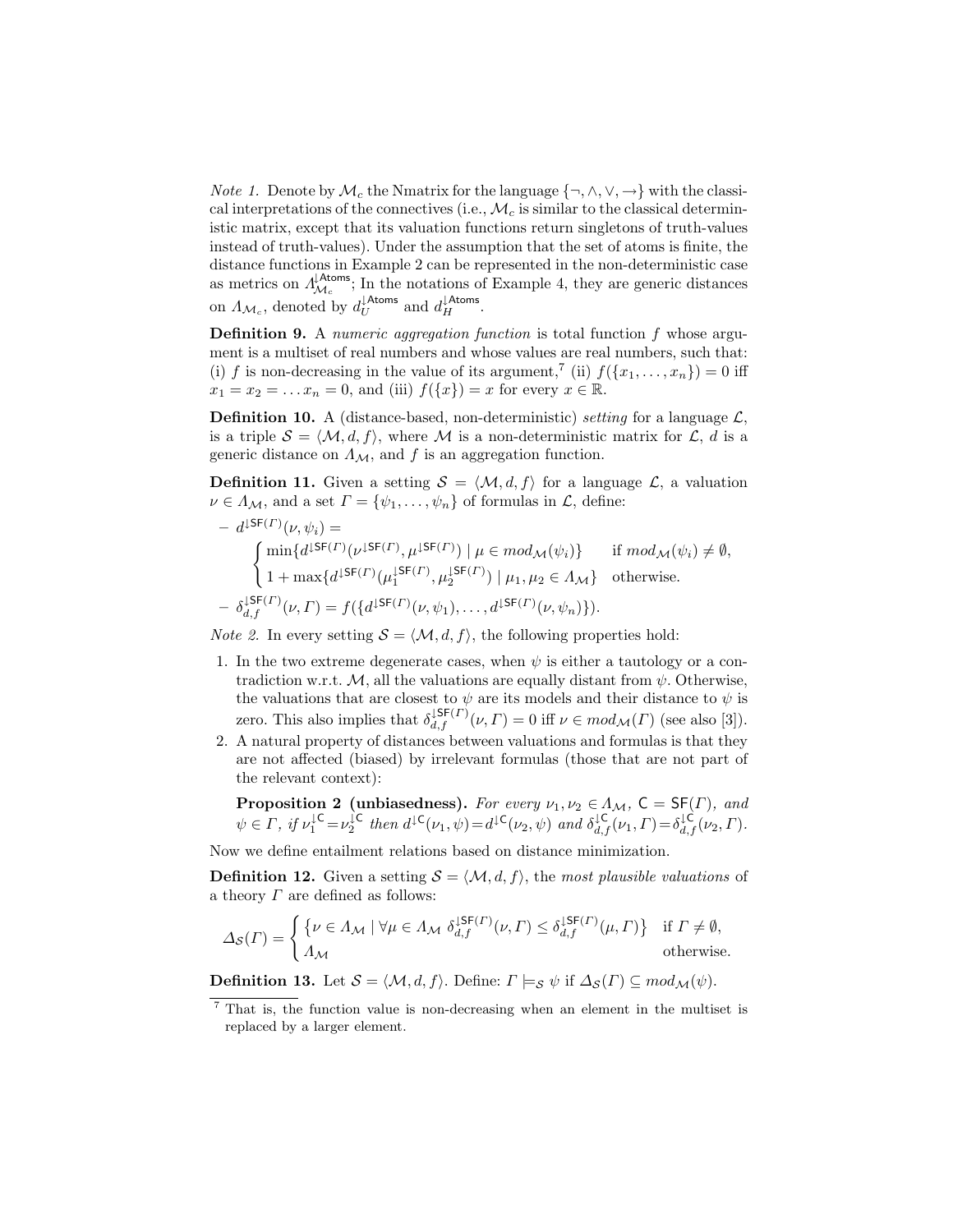*Note 1.* Denote by $\mathcal{M}_c$ the Nmatrix for the language $\{\neg, \wedge, \vee, \rightarrow\}$ with the classical interpretations of the connectives (i.e., $\mathcal{M}_c$ is similar to the classical deterministic matrix, except that its valuation functions return singletons of truth-values instead of truth-values). Under the assumption that the set of atoms is finite, the distance functions in Example 2 can be represented in the non-deterministic case as metrics on $\Lambda_{\mathcal{M}_c}^{\downarrow\mathsf{Atoms}}$; In the notations of Example 4, they are generic distances on $\Lambda_{\mathcal{M}_c}$, denoted by $d_U^{\downarrow\mathsf{Atoms}}$ and $d_H^{\downarrow\mathsf{Atoms}}$.

**Definition 9.** A *numeric aggregation function* is total function $f$ whose argument is a multiset of real numbers and whose values are real numbers, such that: (i) $f$ is non-decreasing in the value of its argument,[7] (ii) $f(\{x_1, \ldots, x_n\}) = 0$ iff $x_1 = x_2 = \ldots x_n = 0$, and (iii) $f(\{x\}) = x$ for every $x \in \mathbb{R}$.

**Definition 10.** A (distance-based, non-deterministic) *setting* for a language $\mathcal{L}$, is a triple $\mathcal{S} = \langle \mathcal{M}, d, f \rangle$, where $\mathcal{M}$ is a non-deterministic matrix for $\mathcal{L}$, $d$ is a generic distance on $\Lambda_{\mathcal{M}}$, and $f$ is an aggregation function.

**Definition 11.** Given a setting $\mathcal{S} = \langle \mathcal{M}, d, f \rangle$ for a language $\mathcal{L}$, a valuation $\nu \in \Lambda_{\mathcal{M}}$, and a set $\Gamma = \{\psi_1, \ldots, \psi_n\}$ of formulas in $\mathcal{L}$, define:

– $d^{\downarrow\mathsf{SF}(\Gamma)}(\nu, \psi_i) =$

$$\begin{cases} \min\{d^{\downarrow\mathsf{SF}(\Gamma)}(\nu^{\downarrow\mathsf{SF}(\Gamma)}, \mu^{\downarrow\mathsf{SF}(\Gamma)}) \mid \mu \in mod_{\mathcal{M}}(\psi_i)\} & \text{if } mod_{\mathcal{M}}(\psi_i) \neq \emptyset, \\ 1 + \max\{d^{\downarrow\mathsf{SF}(\Gamma)}(\mu_1^{\downarrow\mathsf{SF}(\Gamma)}, \mu_2^{\downarrow\mathsf{SF}(\Gamma)}) \mid \mu_1, \mu_2 \in \Lambda_{\mathcal{M}}\} & \text{otherwise.} \end{cases}$$

– $\delta_{d,f}^{\downarrow\mathsf{SF}(\Gamma)}(\nu, \Gamma) = f(\{d^{\downarrow\mathsf{SF}(\Gamma)}(\nu, \psi_1), \ldots, d^{\downarrow\mathsf{SF}(\Gamma)}(\nu, \psi_n)\})$.

*Note 2.* In every setting $\mathcal{S} = \langle \mathcal{M}, d, f \rangle$, the following properties hold:

1. In the two extreme degenerate cases, when $\psi$ is either a tautology or a contradiction w.r.t. $\mathcal{M}$, all the valuations are equally distant from $\psi$. Otherwise, the valuations that are closest to $\psi$ are its models and their distance to $\psi$ is zero. This also implies that $\delta_{d,f}^{\downarrow\mathsf{SF}(\Gamma)}(\nu, \Gamma) = 0$ iff $\nu \in mod_{\mathcal{M}}(\Gamma)$ (see also [3]).
2. A natural property of distances between valuations and formulas is that they are not affected (biased) by irrelevant formulas (those that are not part of the relevant context):

   **Proposition 2 (unbiasedness).** *For every $\nu_1, \nu_2 \in \Lambda_{\mathcal{M}}$, $\mathsf{C} = \mathsf{SF}(\Gamma)$, and $\psi \in \Gamma$, if $\nu_1^{\downarrow\mathsf{C}} = \nu_2^{\downarrow\mathsf{C}}$ then $d^{\downarrow\mathsf{C}}(\nu_1, \psi) = d^{\downarrow\mathsf{C}}(\nu_2, \psi)$ and $\delta_{d,f}^{\downarrow\mathsf{C}}(\nu_1, \Gamma) = \delta_{d,f}^{\downarrow\mathsf{C}}(\nu_2, \Gamma)$.*

Now we define entailment relations based on distance minimization.

**Definition 12.** Given a setting $\mathcal{S} = \langle \mathcal{M}, d, f \rangle$, the *most plausible valuations* of a theory $\Gamma$ are defined as follows:

$$\Delta_{\mathcal{S}}(\Gamma) = \begin{cases} \{\nu \in \Lambda_{\mathcal{M}} \mid \forall \mu \in \Lambda_{\mathcal{M}} \ \delta_{d,f}^{\downarrow\mathsf{SF}(\Gamma)}(\nu, \Gamma) \leq \delta_{d,f}^{\downarrow\mathsf{SF}(\Gamma)}(\mu, \Gamma)\} & \text{if } \Gamma \neq \emptyset, \\ \Lambda_{\mathcal{M}} & \text{otherwise.} \end{cases}$$

**Definition 13.** Let $\mathcal{S} = \langle \mathcal{M}, d, f \rangle$. Define: $\Gamma \models_{\mathcal{S}} \psi$ if $\Delta_{\mathcal{S}}(\Gamma) \subseteq mod_{\mathcal{M}}(\psi)$.

---

[7] That is, the function value is non-decreasing when an element in the multiset is replaced by a larger element.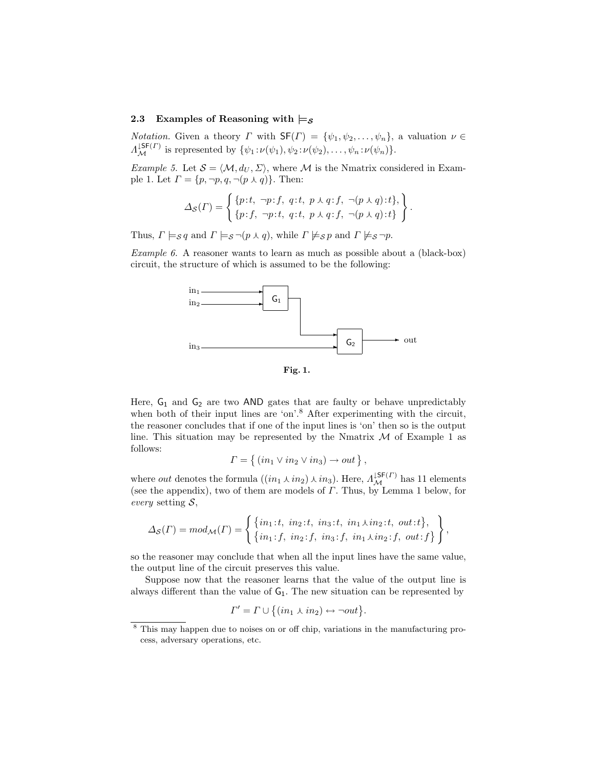### 2.3 Examples of Reasoning with $\models_{\mathcal{S}}$

*Notation.* Given a theory $\Gamma$ with $\mathsf{SF}(\Gamma) = \{\psi_1, \psi_2, \ldots, \psi_n\}$, a valuation $\nu \in \Lambda_{\mathcal{M}}^{\downarrow \mathsf{SF}(\Gamma)}$ is represented by $\{\psi_1 : \nu(\psi_1), \psi_2 : \nu(\psi_2), \ldots, \psi_n : \nu(\psi_n)\}$.

*Example 5.* Let $\mathcal{S} = \langle \mathcal{M}, d_U, \Sigma \rangle$, where $\mathcal{M}$ is the Nmatrix considered in Example 1. Let $\Gamma = \{p, \neg p, q, \neg(p \curlywedge q)\}$. Then:

$$\Delta_{\mathcal{S}}(\Gamma) = \left\{ \begin{array}{l} \{p:t,\ \neg p:f,\ q:t,\ p \curlywedge q:f,\ \neg(p \curlywedge q):t\}, \\ \{p:f,\ \neg p:t,\ q:t,\ p \curlywedge q:f,\ \neg(p \curlywedge q):t\} \end{array} \right\}.$$

Thus, $\Gamma \models_{\mathcal{S}} q$ and $\Gamma \models_{\mathcal{S}} \neg(p \curlywedge q)$, while $\Gamma \not\models_{\mathcal{S}} p$ and $\Gamma \not\models_{\mathcal{S}} \neg p$.

*Example 6.* A reasoner wants to learn as much as possible about a (black-box) circuit, the structure of which is assumed to be the following:

**Fig. 1.**

Here, $\mathsf{G}_1$ and $\mathsf{G}_2$ are two $\mathsf{AND}$ gates that are faulty or behave unpredictably when both of their input lines are 'on'.[8] After experimenting with the circuit, the reasoner concludes that if one of the input lines is 'on' then so is the output line. This situation may be represented by the Nmatrix $\mathcal{M}$ of Example 1 as follows:

$$\Gamma = \left\{ (in_1 \vee in_2 \vee in_3) \rightarrow out \right\},$$

where $out$ denotes the formula $((in_1 \curlywedge in_2) \curlywedge in_3)$. Here, $\Lambda_{\mathcal{M}}^{\downarrow \mathsf{SF}(\Gamma)}$ has 11 elements (see the appendix), two of them are models of $\Gamma$. Thus, by Lemma 1 below, for *every* setting $\mathcal{S}$,

$$\Delta_{\mathcal{S}}(\Gamma) = mod_{\mathcal{M}}(\Gamma) = \left\{ \begin{array}{l} \{in_1 : t,\ in_2 : t,\ in_3 : t,\ in_1 \curlywedge in_2 : t,\ out : t\}, \\ \{in_1 : f,\ in_2 : f,\ in_3 : f,\ in_1 \curlywedge in_2 : f,\ out : f\} \end{array} \right\},$$

so the reasoner may conclude that when all the input lines have the same value, the output line of the circuit preserves this value.

Suppose now that the reasoner learns that the value of the output line is always different than the value of $\mathsf{G}_1$. The new situation can be represented by

$$\Gamma' = \Gamma \cup \left\{ (in_1 \curlywedge in_2) \leftrightarrow \neg out \right\}.$$

---

[8] This may happen due to noises on or off chip, variations in the manufacturing process, adversary operations, etc.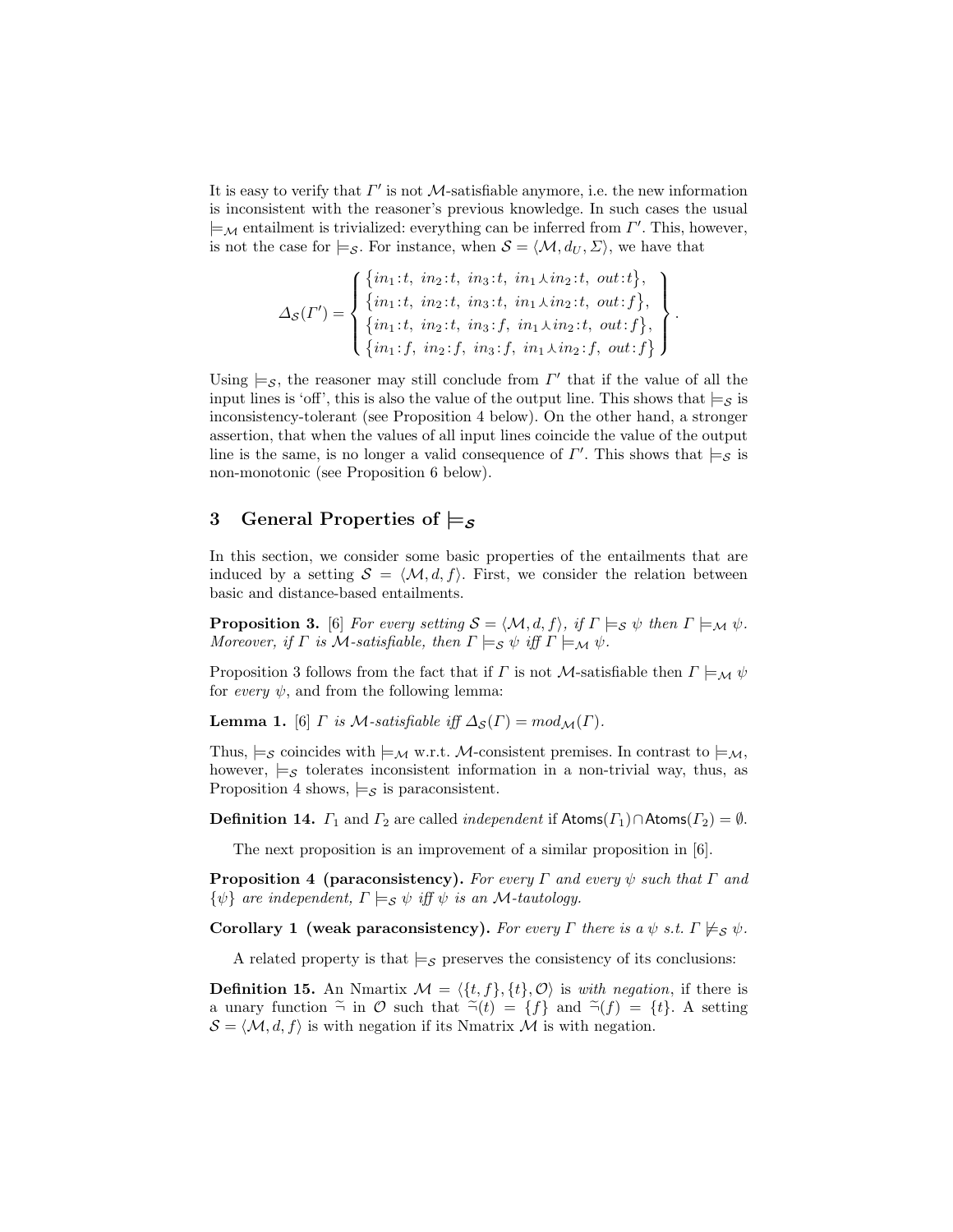It is easy to verify that $\Gamma'$ is not $\mathcal{M}$-satisfiable anymore, i.e. the new information is inconsistent with the reasoner's previous knowledge. In such cases the usual $\models_{\mathcal{M}}$ entailment is trivialized: everything can be inferred from $\Gamma'$. This, however, is not the case for $\models_{\mathcal{S}}$. For instance, when $\mathcal{S} = \langle \mathcal{M}, d_U, \Sigma \rangle$, we have that

$$\Delta_{\mathcal{S}}(\Gamma') = \left\{ \begin{array}{l} \{in_1{:}t,\ in_2{:}t,\ in_3{:}t,\ in_1 \curlywedge in_2{:}t,\ out{:}t\}, \\ \{in_1{:}t,\ in_2{:}t,\ in_3{:}t,\ in_1 \curlywedge in_2{:}t,\ out{:}f\}, \\ \{in_1{:}t,\ in_2{:}t,\ in_3{:}f,\ in_1 \curlywedge in_2{:}t,\ out{:}f\}, \\ \{in_1{:}f,\ in_2{:}f,\ in_3{:}f,\ in_1 \curlywedge in_2{:}f,\ out{:}f\} \end{array} \right\}.$$

Using $\models_{\mathcal{S}}$, the reasoner may still conclude from $\Gamma'$ that if the value of all the input lines is 'off', this is also the value of the output line. This shows that $\models_{\mathcal{S}}$ is inconsistency-tolerant (see Proposition 4 below). On the other hand, a stronger assertion, that when the values of all input lines coincide the value of the output line is the same, is no longer a valid consequence of $\Gamma'$. This shows that $\models_{\mathcal{S}}$ is non-monotonic (see Proposition 6 below).

## 3 General Properties of $\models_{\mathcal{S}}$

In this section, we consider some basic properties of the entailments that are induced by a setting $\mathcal{S} = \langle \mathcal{M}, d, f \rangle$. First, we consider the relation between basic and distance-based entailments.

**Proposition 3.** [6] *For every setting $\mathcal{S} = \langle \mathcal{M}, d, f \rangle$, if $\Gamma \models_{\mathcal{S}} \psi$ then $\Gamma \models_{\mathcal{M}} \psi$. Moreover, if $\Gamma$ is $\mathcal{M}$-satisfiable, then $\Gamma \models_{\mathcal{S}} \psi$ iff $\Gamma \models_{\mathcal{M}} \psi$.*

Proposition 3 follows from the fact that if $\Gamma$ is not $\mathcal{M}$-satisfiable then $\Gamma \models_{\mathcal{M}} \psi$ for *every* $\psi$, and from the following lemma:

**Lemma 1.** [6] *$\Gamma$ is $\mathcal{M}$-satisfiable iff $\Delta_{\mathcal{S}}(\Gamma) = mod_{\mathcal{M}}(\Gamma)$.*

Thus, $\models_{\mathcal{S}}$ coincides with $\models_{\mathcal{M}}$ w.r.t. $\mathcal{M}$-consistent premises. In contrast to $\models_{\mathcal{M}}$, however, $\models_{\mathcal{S}}$ tolerates inconsistent information in a non-trivial way, thus, as Proposition 4 shows, $\models_{\mathcal{S}}$ is paraconsistent.

**Definition 14.** $\Gamma_1$ and $\Gamma_2$ are called *independent* if $\mathsf{Atoms}(\Gamma_1) \cap \mathsf{Atoms}(\Gamma_2) = \emptyset$.

The next proposition is an improvement of a similar proposition in [6].

**Proposition 4 (paraconsistency).** *For every $\Gamma$ and every $\psi$ such that $\Gamma$ and $\{\psi\}$ are independent, $\Gamma \models_{\mathcal{S}} \psi$ iff $\psi$ is an $\mathcal{M}$-tautology.*

**Corollary 1 (weak paraconsistency).** *For every $\Gamma$ there is a $\psi$ s.t. $\Gamma \not\models_{\mathcal{S}} \psi$.*

A related property is that $\models_{\mathcal{S}}$ preserves the consistency of its conclusions:

**Definition 15.** An Nmartix $\mathcal{M} = \langle \{t, f\}, \{t\}, \mathcal{O} \rangle$ is *with negation*, if there is a unary function $\widetilde{\neg}$ in $\mathcal{O}$ such that $\widetilde{\neg}(t) = \{f\}$ and $\widetilde{\neg}(f) = \{t\}$. A setting $\mathcal{S} = \langle \mathcal{M}, d, f \rangle$ is with negation if its Nmatrix $\mathcal{M}$ is with negation.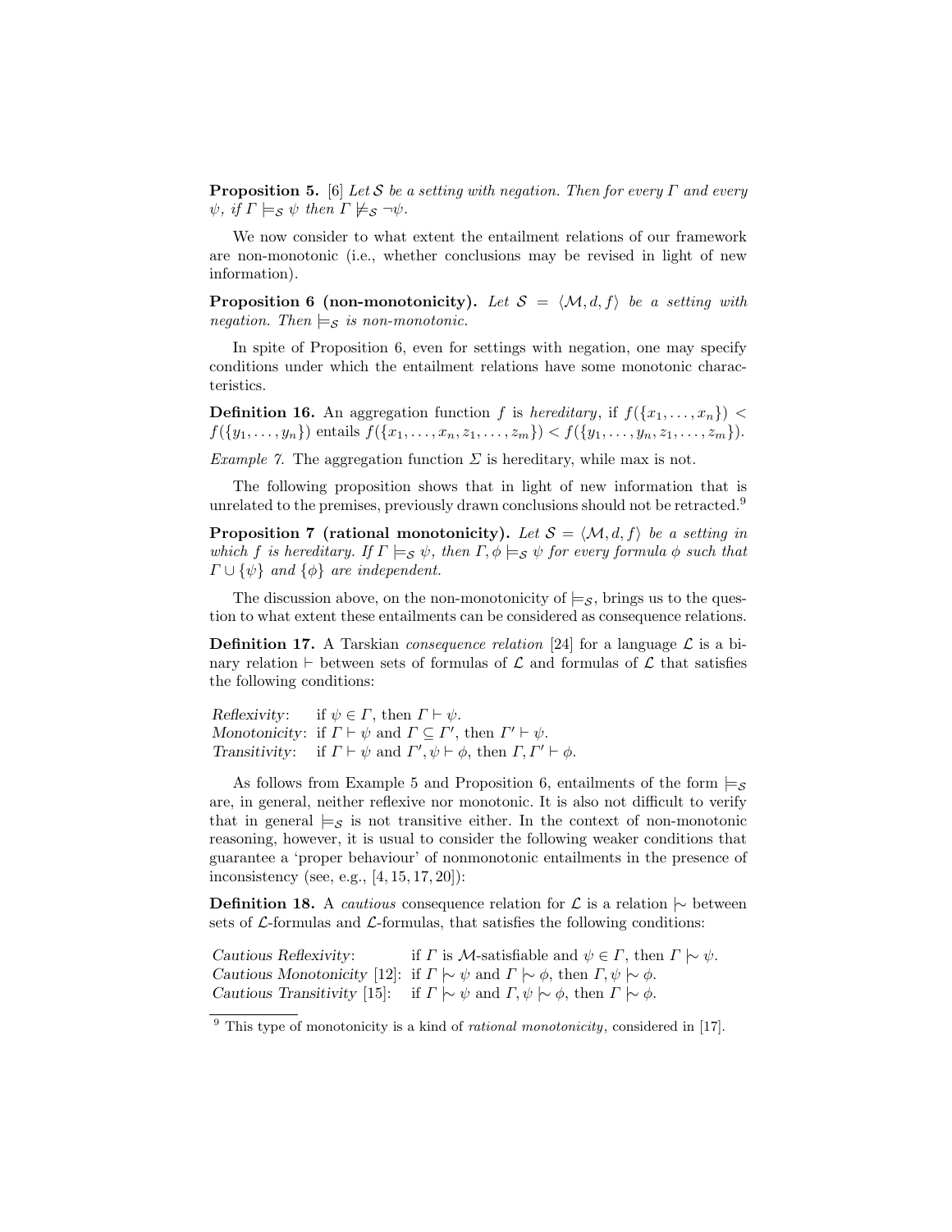**Proposition 5.** [6] *Let $\mathcal{S}$ be a setting with negation. Then for every $\Gamma$ and every $\psi$, if $\Gamma \models_{\mathcal{S}} \psi$ then $\Gamma \not\models_{\mathcal{S}} \neg\psi$.*

We now consider to what extent the entailment relations of our framework are non-monotonic (i.e., whether conclusions may be revised in light of new information).

**Proposition 6 (non-monotonicity).** *Let $\mathcal{S} = \langle \mathcal{M}, d, f \rangle$ be a setting with negation. Then $\models_{\mathcal{S}}$ is non-monotonic.*

In spite of Proposition 6, even for settings with negation, one may specify conditions under which the entailment relations have some monotonic characteristics.

**Definition 16.** An aggregation function $f$ is *hereditary*, if $f(\{x_1, \ldots, x_n\}) < f(\{y_1, \ldots, y_n\})$ entails $f(\{x_1, \ldots, x_n, z_1, \ldots, z_m\}) < f(\{y_1, \ldots, y_n, z_1, \ldots, z_m\})$.

*Example 7.* The aggregation function $\Sigma$ is hereditary, while max is not.

The following proposition shows that in light of new information that is unrelated to the premises, previously drawn conclusions should not be retracted.[9]

**Proposition 7 (rational monotonicity).** *Let $\mathcal{S} = \langle \mathcal{M}, d, f \rangle$ be a setting in which $f$ is hereditary. If $\Gamma \models_{\mathcal{S}} \psi$, then $\Gamma, \phi \models_{\mathcal{S}} \psi$ for every formula $\phi$ such that $\Gamma \cup \{\psi\}$ and $\{\phi\}$ are independent.*

The discussion above, on the non-monotonicity of $\models_{\mathcal{S}}$, brings us to the question to what extent these entailments can be considered as consequence relations.

**Definition 17.** A Tarskian *consequence relation* [24] for a language $\mathcal{L}$ is a binary relation $\vdash$ between sets of formulas of $\mathcal{L}$ and formulas of $\mathcal{L}$ that satisfies the following conditions:

*Reflexivity*: if $\psi \in \Gamma$, then $\Gamma \vdash \psi$.
*Monotonicity*: if $\Gamma \vdash \psi$ and $\Gamma \subseteq \Gamma'$, then $\Gamma' \vdash \psi$.
*Transitivity*: if $\Gamma \vdash \psi$ and $\Gamma', \psi \vdash \phi$, then $\Gamma, \Gamma' \vdash \phi$.

As follows from Example 5 and Proposition 6, entailments of the form $\models_{\mathcal{S}}$ are, in general, neither reflexive nor monotonic. It is also not difficult to verify that in general $\models_{\mathcal{S}}$ is not transitive either. In the context of non-monotonic reasoning, however, it is usual to consider the following weaker conditions that guarantee a 'proper behaviour' of nonmonotonic entailments in the presence of inconsistency (see, e.g., [4, 15, 17, 20]):

**Definition 18.** A *cautious* consequence relation for $\mathcal{L}$ is a relation $\mid\!\sim$ between sets of $\mathcal{L}$-formulas and $\mathcal{L}$-formulas, that satisfies the following conditions:

*Cautious Reflexivity*: if $\Gamma$ is $\mathcal{M}$-satisfiable and $\psi \in \Gamma$, then $\Gamma \mid\!\sim \psi$.
*Cautious Monotonicity* [12]: if $\Gamma \mid\!\sim \psi$ and $\Gamma \mid\!\sim \phi$, then $\Gamma, \psi \mid\!\sim \phi$.
*Cautious Transitivity* [15]: if $\Gamma \mid\!\sim \psi$ and $\Gamma, \psi \mid\!\sim \phi$, then $\Gamma \mid\!\sim \phi$.

[9] This type of monotonicity is a kind of *rational monotonicity*, considered in [17].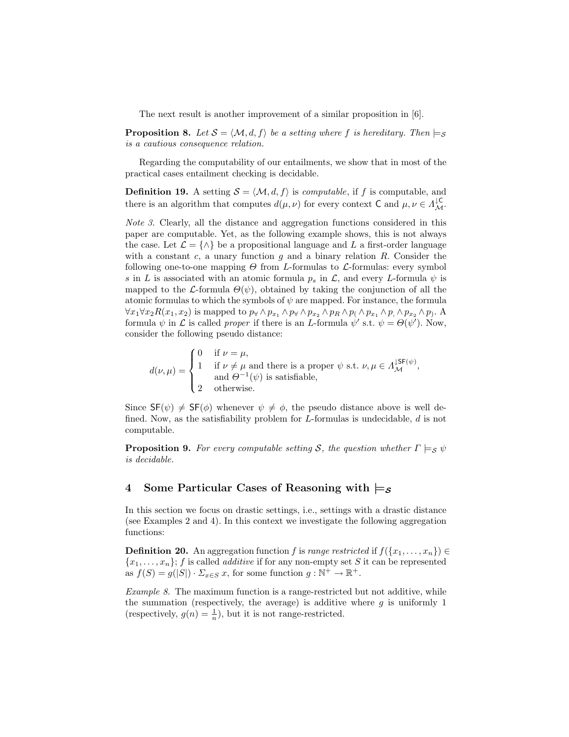The next result is another improvement of a similar proposition in [6].

**Proposition 8.** *Let $\mathcal{S} = \langle \mathcal{M}, d, f \rangle$ be a setting where $f$ is hereditary. Then $\models_{\mathcal{S}}$ is a cautious consequence relation.*

Regarding the computability of our entailments, we show that in most of the practical cases entailment checking is decidable.

**Definition 19.** A setting $\mathcal{S} = \langle \mathcal{M}, d, f \rangle$ is *computable*, if $f$ is computable, and there is an algorithm that computes $d(\mu, \nu)$ for every context $\mathsf{C}$ and $\mu, \nu \in \Lambda_{\mathcal{M}}^{\downarrow \mathsf{C}}$.

*Note 3.* Clearly, all the distance and aggregation functions considered in this paper are computable. Yet, as the following example shows, this is not always the case. Let $\mathcal{L} = \{\wedge\}$ be a propositional language and $L$ a first-order language with a constant $c$, a unary function $g$ and a binary relation $R$. Consider the following one-to-one mapping $\Theta$ from $L$-formulas to $\mathcal{L}$-formulas: every symbol $s$ in $L$ is associated with an atomic formula $p_s$ in $\mathcal{L}$, and every $L$-formula $\psi$ is mapped to the $\mathcal{L}$-formula $\Theta(\psi)$, obtained by taking the conjunction of all the atomic formulas to which the symbols of $\psi$ are mapped. For instance, the formula $\forall x_1 \forall x_2 R(x_1, x_2)$ is mapped to $p_\forall \wedge p_{x_1} \wedge p_\forall \wedge p_{x_2} \wedge p_R \wedge p_( \wedge p_{x_1} \wedge p_, \wedge p_{x_2} \wedge p_)$. A formula $\psi$ in $\mathcal{L}$ is called *proper* if there is an $L$-formula $\psi'$ s.t. $\psi = \Theta(\psi')$. Now, consider the following pseudo distance:

$$d(\nu, \mu) = \begin{cases} 0 & \text{if } \nu = \mu, \\ 1 & \text{if } \nu \neq \mu \text{ and there is a proper } \psi \text{ s.t. } \nu, \mu \in \Lambda_{\mathcal{M}}^{\downarrow \mathsf{SF}(\psi)}, \\ & \text{and } \Theta^{-1}(\psi) \text{ is satisfiable,} \\ 2 & \text{otherwise.} \end{cases}$$

Since $\mathsf{SF}(\psi) \neq \mathsf{SF}(\phi)$ whenever $\psi \neq \phi$, the pseudo distance above is well defined. Now, as the satisfiability problem for $L$-formulas is undecidable, $d$ is not computable.

**Proposition 9.** *For every computable setting $\mathcal{S}$, the question whether $\Gamma \models_{\mathcal{S}} \psi$ is decidable.*

## 4 Some Particular Cases of Reasoning with $\models_{\mathcal{S}}$

In this section we focus on drastic settings, i.e., settings with a drastic distance (see Examples 2 and 4). In this context we investigate the following aggregation functions:

**Definition 20.** An aggregation function $f$ is *range restricted* if $f(\{x_1, \ldots, x_n\}) \in \{x_1, \ldots, x_n\}$; $f$ is called *additive* if for any non-empty set $S$ it can be represented as $f(S) = g(|S|) \cdot \Sigma_{x \in S}\, x$, for some function $g : \mathbb{N}^+ \to \mathbb{R}^+$.

*Example 8.* The maximum function is a range-restricted but not additive, while the summation (respectively, the average) is additive where $g$ is uniformly 1 (respectively, $g(n) = \frac{1}{n}$), but it is not range-restricted.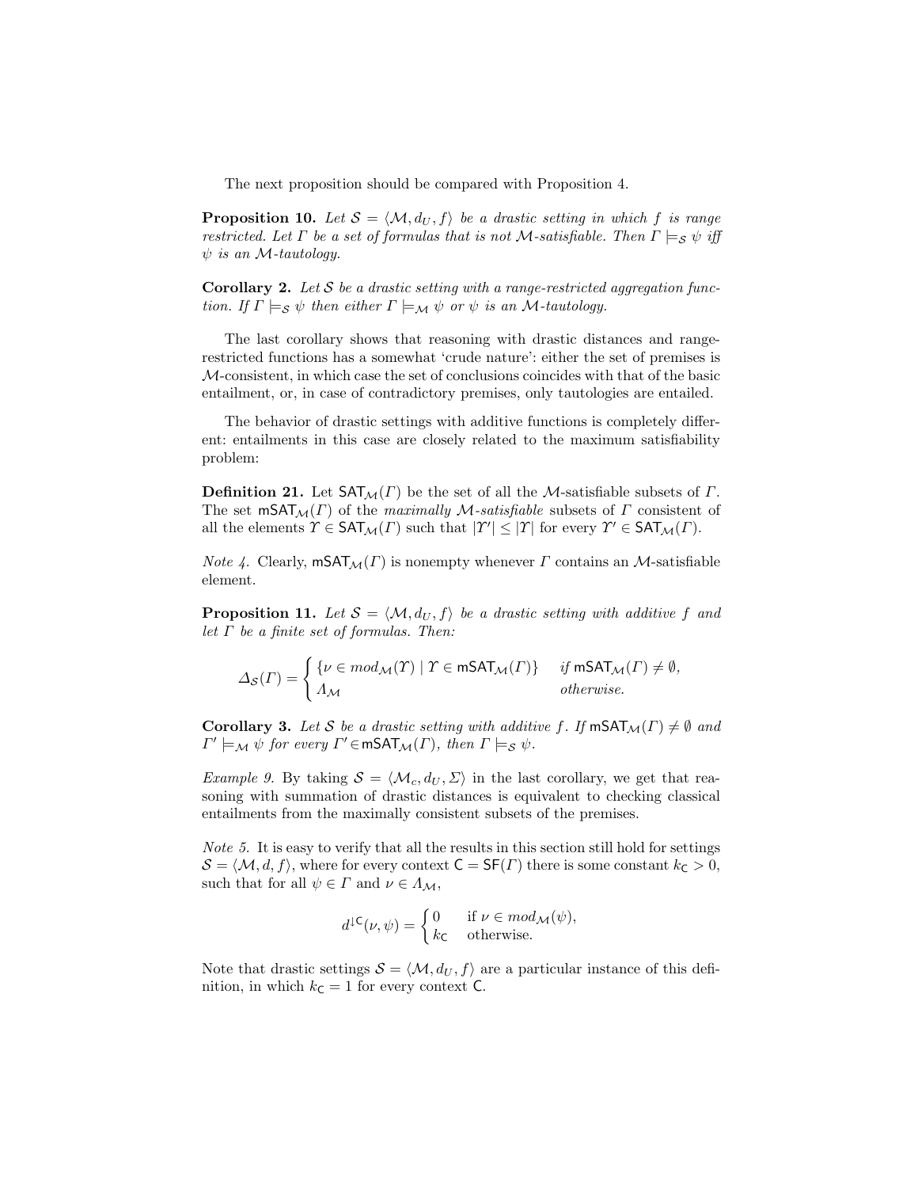The next proposition should be compared with Proposition 4.

**Proposition 10.** *Let $\mathcal{S} = \langle \mathcal{M}, d_U, f \rangle$ be a drastic setting in which $f$ is range restricted. Let $\Gamma$ be a set of formulas that is not $\mathcal{M}$-satisfiable. Then $\Gamma \models_{\mathcal{S}} \psi$ iff $\psi$ is an $\mathcal{M}$-tautology.*

**Corollary 2.** *Let $\mathcal{S}$ be a drastic setting with a range-restricted aggregation function. If $\Gamma \models_{\mathcal{S}} \psi$ then either $\Gamma \models_{\mathcal{M}} \psi$ or $\psi$ is an $\mathcal{M}$-tautology.*

The last corollary shows that reasoning with drastic distances and range-restricted functions has a somewhat 'crude nature': either the set of premises is $\mathcal{M}$-consistent, in which case the set of conclusions coincides with that of the basic entailment, or, in case of contradictory premises, only tautologies are entailed.

The behavior of drastic settings with additive functions is completely different: entailments in this case are closely related to the maximum satisfiability problem:

**Definition 21.** Let $\mathsf{SAT}_{\mathcal{M}}(\Gamma)$ be the set of all the $\mathcal{M}$-satisfiable subsets of $\Gamma$. The set $\mathsf{mSAT}_{\mathcal{M}}(\Gamma)$ of the *maximally $\mathcal{M}$-satisfiable* subsets of $\Gamma$ consistent of all the elements $\Upsilon \in \mathsf{SAT}_{\mathcal{M}}(\Gamma)$ such that $|\Upsilon'| \leq |\Upsilon|$ for every $\Upsilon' \in \mathsf{SAT}_{\mathcal{M}}(\Gamma)$.

*Note 4.* Clearly, $\mathsf{mSAT}_{\mathcal{M}}(\Gamma)$ is nonempty whenever $\Gamma$ contains an $\mathcal{M}$-satisfiable element.

**Proposition 11.** *Let $\mathcal{S} = \langle \mathcal{M}, d_U, f \rangle$ be a drastic setting with additive $f$ and let $\Gamma$ be a finite set of formulas. Then:*

$$\Delta_{\mathcal{S}}(\Gamma) = \begin{cases} \{\nu \in mod_{\mathcal{M}}(\Upsilon) \mid \Upsilon \in \mathsf{mSAT}_{\mathcal{M}}(\Gamma)\} & \textit{if } \mathsf{mSAT}_{\mathcal{M}}(\Gamma) \neq \emptyset, \\ \Lambda_{\mathcal{M}} & \textit{otherwise.} \end{cases}$$

**Corollary 3.** *Let $\mathcal{S}$ be a drastic setting with additive $f$. If $\mathsf{mSAT}_{\mathcal{M}}(\Gamma) \neq \emptyset$ and $\Gamma' \models_{\mathcal{M}} \psi$ for every $\Gamma' \in \mathsf{mSAT}_{\mathcal{M}}(\Gamma)$, then $\Gamma \models_{\mathcal{S}} \psi$.*

*Example 9.* By taking $\mathcal{S} = \langle \mathcal{M}_c, d_U, \Sigma \rangle$ in the last corollary, we get that reasoning with summation of drastic distances is equivalent to checking classical entailments from the maximally consistent subsets of the premises.

*Note 5.* It is easy to verify that all the results in this section still hold for settings $\mathcal{S} = \langle \mathcal{M}, d, f \rangle$, where for every context $\mathsf{C} = \mathsf{SF}(\Gamma)$ there is some constant $k_{\mathsf{C}} > 0$, such that for all $\psi \in \Gamma$ and $\nu \in \Lambda_{\mathcal{M}}$,

$$d^{\downarrow\mathsf{C}}(\nu, \psi) = \begin{cases} 0 & \text{if } \nu \in mod_{\mathcal{M}}(\psi), \\ k_{\mathsf{C}} & \text{otherwise.} \end{cases}$$

Note that drastic settings $\mathcal{S} = \langle \mathcal{M}, d_U, f \rangle$ are a particular instance of this definition, in which $k_{\mathsf{C}} = 1$ for every context $\mathsf{C}$.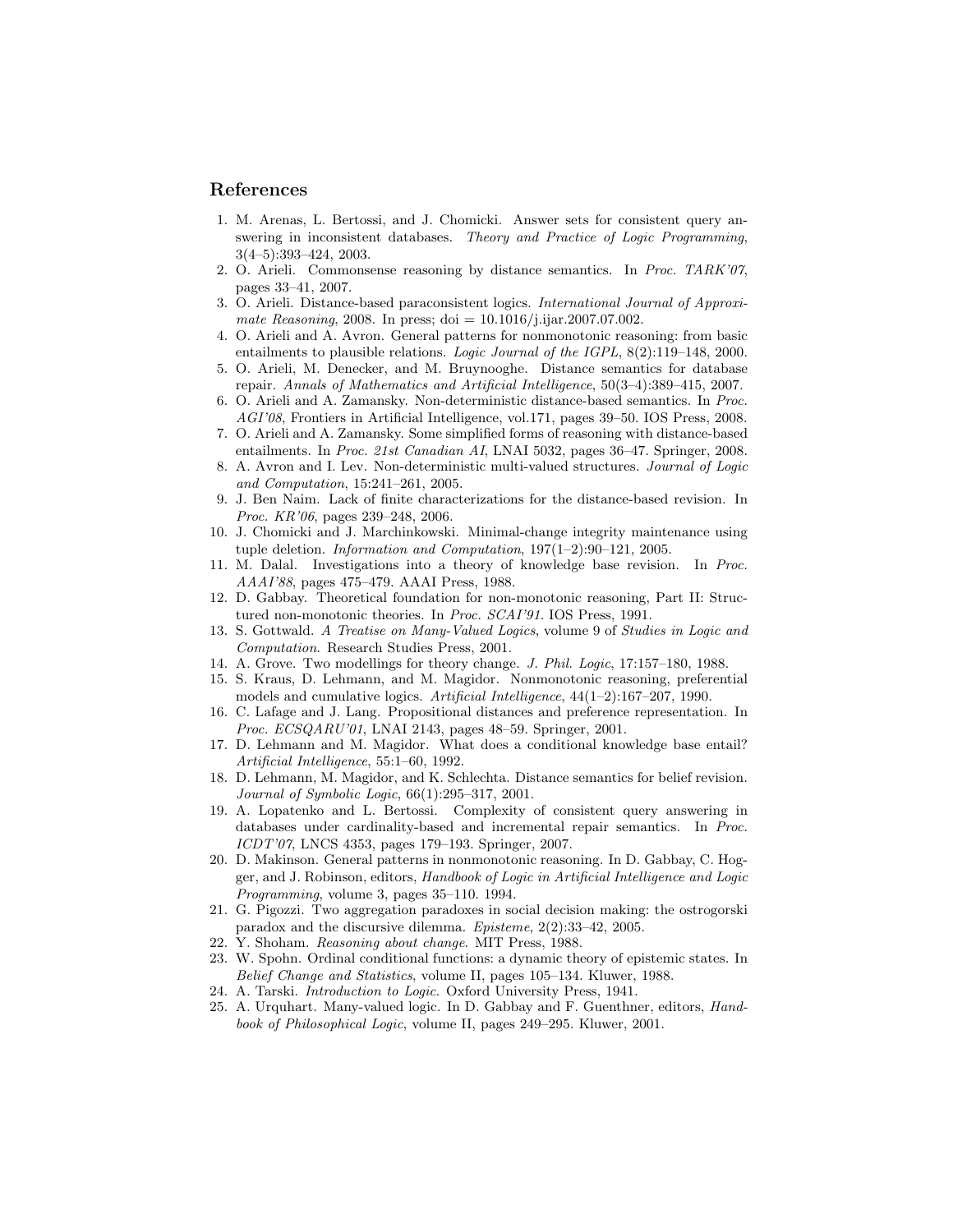## References

1. M. Arenas, L. Bertossi, and J. Chomicki. Answer sets for consistent query answering in inconsistent databases. *Theory and Practice of Logic Programming*, 3(4–5):393–424, 2003.
2. O. Arieli. Commonsense reasoning by distance semantics. In *Proc. TARK'07*, pages 33–41, 2007.
3. O. Arieli. Distance-based paraconsistent logics. *International Journal of Approximate Reasoning*, 2008. In press; doi = 10.1016/j.ijar.2007.07.002.
4. O. Arieli and A. Avron. General patterns for nonmonotonic reasoning: from basic entailments to plausible relations. *Logic Journal of the IGPL*, 8(2):119–148, 2000.
5. O. Arieli, M. Denecker, and M. Bruynooghe. Distance semantics for database repair. *Annals of Mathematics and Artificial Intelligence*, 50(3–4):389–415, 2007.
6. O. Arieli and A. Zamansky. Non-deterministic distance-based semantics. In *Proc. AGI'08*, Frontiers in Artificial Intelligence, vol.171, pages 39–50. IOS Press, 2008.
7. O. Arieli and A. Zamansky. Some simplified forms of reasoning with distance-based entailments. In *Proc. 21st Canadian AI*, LNAI 5032, pages 36–47. Springer, 2008.
8. A. Avron and I. Lev. Non-deterministic multi-valued structures. *Journal of Logic and Computation*, 15:241–261, 2005.
9. J. Ben Naim. Lack of finite characterizations for the distance-based revision. In *Proc. KR'06*, pages 239–248, 2006.
10. J. Chomicki and J. Marchinkowski. Minimal-change integrity maintenance using tuple deletion. *Information and Computation*, 197(1–2):90–121, 2005.
11. M. Dalal. Investigations into a theory of knowledge base revision. In *Proc. AAAI'88*, pages 475–479. AAAI Press, 1988.
12. D. Gabbay. Theoretical foundation for non-monotonic reasoning, Part II: Structured non-monotonic theories. In *Proc. SCAI'91*. IOS Press, 1991.
13. S. Gottwald. *A Treatise on Many-Valued Logics*, volume 9 of *Studies in Logic and Computation*. Research Studies Press, 2001.
14. A. Grove. Two modellings for theory change. *J. Phil. Logic*, 17:157–180, 1988.
15. S. Kraus, D. Lehmann, and M. Magidor. Nonmonotonic reasoning, preferential models and cumulative logics. *Artificial Intelligence*, 44(1–2):167–207, 1990.
16. C. Lafage and J. Lang. Propositional distances and preference representation. In *Proc. ECSQARU'01*, LNAI 2143, pages 48–59. Springer, 2001.
17. D. Lehmann and M. Magidor. What does a conditional knowledge base entail? *Artificial Intelligence*, 55:1–60, 1992.
18. D. Lehmann, M. Magidor, and K. Schlechta. Distance semantics for belief revision. *Journal of Symbolic Logic*, 66(1):295–317, 2001.
19. A. Lopatenko and L. Bertossi. Complexity of consistent query answering in databases under cardinality-based and incremental repair semantics. In *Proc. ICDT'07*, LNCS 4353, pages 179–193. Springer, 2007.
20. D. Makinson. General patterns in nonmonotonic reasoning. In D. Gabbay, C. Hogger, and J. Robinson, editors, *Handbook of Logic in Artificial Intelligence and Logic Programming*, volume 3, pages 35–110. 1994.
21. G. Pigozzi. Two aggregation paradoxes in social decision making: the ostrogorski paradox and the discursive dilemma. *Episteme*, 2(2):33–42, 2005.
22. Y. Shoham. *Reasoning about change*. MIT Press, 1988.
23. W. Spohn. Ordinal conditional functions: a dynamic theory of epistemic states. In *Belief Change and Statistics*, volume II, pages 105–134. Kluwer, 1988.
24. A. Tarski. *Introduction to Logic*. Oxford University Press, 1941.
25. A. Urquhart. Many-valued logic. In D. Gabbay and F. Guenthner, editors, *Handbook of Philosophical Logic*, volume II, pages 249–295. Kluwer, 2001.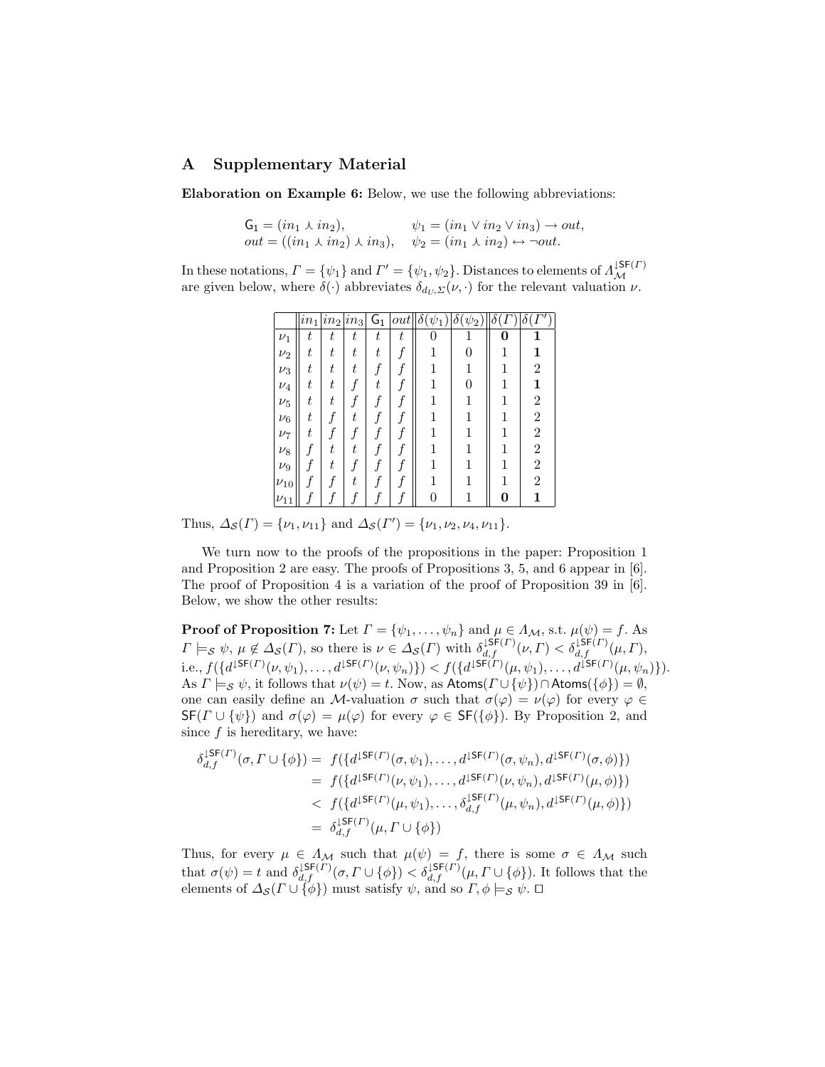## A Supplementary Material

**Elaboration on Example 6:** Below, we use the following abbreviations:

$$\mathsf{G}_1 = (in_1 \curlywedge in_2), \qquad \psi_1 = (in_1 \vee in_2 \vee in_3) \rightarrow out,$$
$$out = ((in_1 \curlywedge in_2) \curlywedge in_3), \qquad \psi_2 = (in_1 \curlywedge in_2) \leftrightarrow \neg out.$$

In these notations, $\Gamma = \{\psi_1\}$ and $\Gamma' = \{\psi_1, \psi_2\}$. Distances to elements of $\Lambda_{\mathcal{M}}^{\downarrow \mathsf{SF}(\Gamma)}$ are given below, where $\delta(\cdot)$ abbreviates $\delta_{d_U,\Sigma}(\nu, \cdot)$ for the relevant valuation $\nu$.

| | $in_1$ | $in_2$ | $in_3$ | $\mathsf{G}_1$ | $out$ | $\delta(\psi_1)$ | $\delta(\psi_2)$ | $\delta(\Gamma)$ | $\delta(\Gamma')$ |
|---|---|---|---|---|---|---|---|---|---|
| $\nu_1$ | $t$ | $t$ | $t$ | $t$ | $t$ | 0 | 1 | **0** | **1** |
| $\nu_2$ | $t$ | $t$ | $t$ | $t$ | $f$ | 1 | 0 | 1 | **1** |
| $\nu_3$ | $t$ | $t$ | $t$ | $f$ | $f$ | 1 | 1 | 1 | 2 |
| $\nu_4$ | $t$ | $t$ | $f$ | $t$ | $f$ | 1 | 0 | 1 | **1** |
| $\nu_5$ | $t$ | $t$ | $f$ | $f$ | $f$ | 1 | 1 | 1 | 2 |
| $\nu_6$ | $t$ | $f$ | $t$ | $f$ | $f$ | 1 | 1 | 1 | 2 |
| $\nu_7$ | $t$ | $f$ | $f$ | $f$ | $f$ | 1 | 1 | 1 | 2 |
| $\nu_8$ | $f$ | $t$ | $t$ | $f$ | $f$ | 1 | 1 | 1 | 2 |
| $\nu_9$ | $f$ | $t$ | $f$ | $f$ | $f$ | 1 | 1 | 1 | 2 |
| $\nu_{10}$ | $f$ | $f$ | $t$ | $f$ | $f$ | 1 | 1 | 1 | 2 |
| $\nu_{11}$ | $f$ | $f$ | $f$ | $f$ | $f$ | 0 | 1 | **0** | **1** |

Thus, $\Delta_{\mathcal{S}}(\Gamma) = \{\nu_1, \nu_{11}\}$ and $\Delta_{\mathcal{S}}(\Gamma') = \{\nu_1, \nu_2, \nu_4, \nu_{11}\}$.

We turn now to the proofs of the propositions in the paper: Proposition 1 and Proposition 2 are easy. The proofs of Propositions 3, 5, and 6 appear in [6]. The proof of Proposition 4 is a variation of the proof of Proposition 39 in [6]. Below, we show the other results:

**Proof of Proposition 7:** Let $\Gamma = \{\psi_1, \ldots, \psi_n\}$ and $\mu \in \Lambda_{\mathcal{M}}$, s.t. $\mu(\psi) = f$. As $\Gamma \models_{\mathcal{S}} \psi$, $\mu \notin \Delta_{\mathcal{S}}(\Gamma)$, so there is $\nu \in \Delta_{\mathcal{S}}(\Gamma)$ with $\delta_{d,f}^{\downarrow \mathsf{SF}(\Gamma)}(\nu, \Gamma) < \delta_{d,f}^{\downarrow \mathsf{SF}(\Gamma)}(\mu, \Gamma)$, i.e., $f(\{d^{\downarrow \mathsf{SF}(\Gamma)}(\nu, \psi_1), \ldots, d^{\downarrow \mathsf{SF}(\Gamma)}(\nu, \psi_n)\}) < f(\{d^{\downarrow \mathsf{SF}(\Gamma)}(\mu, \psi_1), \ldots, d^{\downarrow \mathsf{SF}(\Gamma)}(\mu, \psi_n)\})$. As $\Gamma \models_{\mathcal{S}} \psi$, it follows that $\nu(\psi) = t$. Now, as $\mathsf{Atoms}(\Gamma \cup \{\psi\}) \cap \mathsf{Atoms}(\{\phi\}) = \emptyset$, one can easily define an $\mathcal{M}$-valuation $\sigma$ such that $\sigma(\varphi) = \nu(\varphi)$ for every $\varphi \in \mathsf{SF}(\Gamma \cup \{\psi\})$ and $\sigma(\varphi) = \mu(\varphi)$ for every $\varphi \in \mathsf{SF}(\{\phi\})$. By Proposition 2, and since $f$ is hereditary, we have:

$$\begin{aligned}
\delta_{d,f}^{\downarrow \mathsf{SF}(\Gamma)}(\sigma, \Gamma \cup \{\phi\}) &= f(\{d^{\downarrow \mathsf{SF}(\Gamma)}(\sigma, \psi_1), \ldots, d^{\downarrow \mathsf{SF}(\Gamma)}(\sigma, \psi_n), d^{\downarrow \mathsf{SF}(\Gamma)}(\sigma, \phi)\}) \\
&= f(\{d^{\downarrow \mathsf{SF}(\Gamma)}(\nu, \psi_1), \ldots, d^{\downarrow \mathsf{SF}(\Gamma)}(\nu, \psi_n), d^{\downarrow \mathsf{SF}(\Gamma)}(\mu, \phi)\}) \\
&< f(\{d^{\downarrow \mathsf{SF}(\Gamma)}(\mu, \psi_1), \ldots, \delta_{d,f}^{\downarrow \mathsf{SF}(\Gamma)}(\mu, \psi_n), d^{\downarrow \mathsf{SF}(\Gamma)}(\mu, \phi)\}) \\
&= \delta_{d,f}^{\downarrow \mathsf{SF}(\Gamma)}(\mu, \Gamma \cup \{\phi\})
\end{aligned}$$

Thus, for every $\mu \in \Lambda_{\mathcal{M}}$ such that $\mu(\psi) = f$, there is some $\sigma \in \Lambda_{\mathcal{M}}$ such that $\sigma(\psi) = t$ and $\delta_{d,f}^{\downarrow \mathsf{SF}(\Gamma)}(\sigma, \Gamma \cup \{\phi\}) < \delta_{d,f}^{\downarrow \mathsf{SF}(\Gamma)}(\mu, \Gamma \cup \{\phi\})$. It follows that the elements of $\Delta_{\mathcal{S}}(\Gamma \cup \{\phi\})$ must satisfy $\psi$, and so $\Gamma, \phi \models_{\mathcal{S}} \psi$. $\square$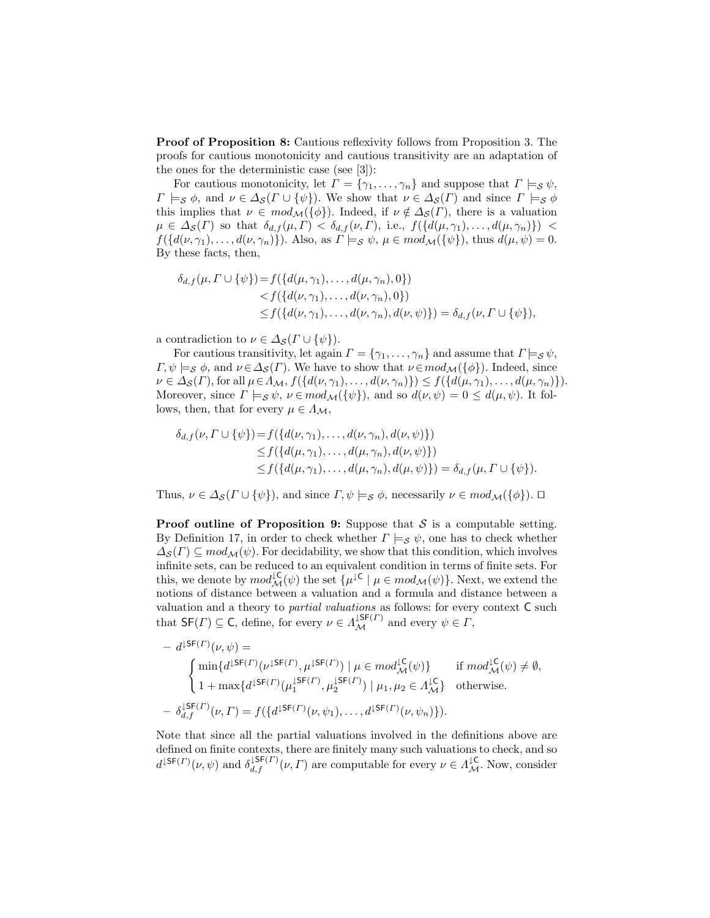**Proof of Proposition 8:** Cautious reflexivity follows from Proposition 3. The proofs for cautious monotonicity and cautious transitivity are an adaptation of the ones for the deterministic case (see [3]):

For cautious monotonicity, let $\Gamma = \{\gamma_1, \ldots, \gamma_n\}$ and suppose that $\Gamma \models_{\mathcal{S}} \psi$, $\Gamma \models_{\mathcal{S}} \phi$, and $\nu \in \Delta_{\mathcal{S}}(\Gamma \cup \{\psi\})$. We show that $\nu \in \Delta_{\mathcal{S}}(\Gamma)$ and since $\Gamma \models_{\mathcal{S}} \phi$ this implies that $\nu \in mod_{\mathcal{M}}(\{\phi\})$. Indeed, if $\nu \notin \Delta_{\mathcal{S}}(\Gamma)$, there is a valuation $\mu \in \Delta_{\mathcal{S}}(\Gamma)$ so that $\delta_{d,f}(\mu, \Gamma) < \delta_{d,f}(\nu, \Gamma)$, i.e., $f(\{d(\mu, \gamma_1), \ldots, d(\mu, \gamma_n)\}) < f(\{d(\nu, \gamma_1), \ldots, d(\nu, \gamma_n)\})$. Also, as $\Gamma \models_{\mathcal{S}} \psi$, $\mu \in mod_{\mathcal{M}}(\{\psi\})$, thus $d(\mu, \psi) = 0$. By these facts, then,

$$
\begin{aligned}
\delta_{d,f}(\mu, \Gamma \cup \{\psi\}) &= f(\{d(\mu, \gamma_1), \ldots, d(\mu, \gamma_n), 0\}) \\
&< f(\{d(\nu, \gamma_1), \ldots, d(\nu, \gamma_n), 0\}) \\
&\leq f(\{d(\nu, \gamma_1), \ldots, d(\nu, \gamma_n), d(\nu, \psi)\}) = \delta_{d,f}(\nu, \Gamma \cup \{\psi\}),
\end{aligned}
$$

a contradiction to $\nu \in \Delta_{\mathcal{S}}(\Gamma \cup \{\psi\})$.

For cautious transitivity, let again $\Gamma = \{\gamma_1, \ldots, \gamma_n\}$ and assume that $\Gamma \models_{\mathcal{S}} \psi$, $\Gamma, \psi \models_{\mathcal{S}} \phi$, and $\nu \in \Delta_{\mathcal{S}}(\Gamma)$. We have to show that $\nu \in mod_{\mathcal{M}}(\{\phi\})$. Indeed, since $\nu \in \Delta_{\mathcal{S}}(\Gamma)$, for all $\mu \in \Lambda_{\mathcal{M}}$, $f(\{d(\nu, \gamma_1), \ldots, d(\nu, \gamma_n)\}) \leq f(\{d(\mu, \gamma_1), \ldots, d(\mu, \gamma_n)\})$. Moreover, since $\Gamma \models_{\mathcal{S}} \psi$, $\nu \in mod_{\mathcal{M}}(\{\psi\})$, and so $d(\nu, \psi) = 0 \leq d(\mu, \psi)$. It follows, then, that for every $\mu \in \Lambda_{\mathcal{M}}$,

$$
\begin{aligned}
\delta_{d,f}(\nu, \Gamma \cup \{\psi\}) &= f(\{d(\nu, \gamma_1), \ldots, d(\nu, \gamma_n), d(\nu, \psi)\}) \\
&\leq f(\{d(\mu, \gamma_1), \ldots, d(\mu, \gamma_n), d(\nu, \psi)\}) \\
&\leq f(\{d(\mu, \gamma_1), \ldots, d(\mu, \gamma_n), d(\mu, \psi)\}) = \delta_{d,f}(\mu, \Gamma \cup \{\psi\}).
\end{aligned}
$$

Thus, $\nu \in \Delta_{\mathcal{S}}(\Gamma \cup \{\psi\})$, and since $\Gamma, \psi \models_{\mathcal{S}} \phi$, necessarily $\nu \in mod_{\mathcal{M}}(\{\phi\})$. $\square$

**Proof outline of Proposition 9:** Suppose that $\mathcal{S}$ is a computable setting. By Definition 17, in order to check whether $\Gamma \models_{\mathcal{S}} \psi$, one has to check whether $\Delta_{\mathcal{S}}(\Gamma) \subseteq mod_{\mathcal{M}}(\psi)$. For decidability, we show that this condition, which involves infinite sets, can be reduced to an equivalent condition in terms of finite sets. For this, we denote by $mod^{\downarrow \mathsf{C}}_{\mathcal{M}}(\psi)$ the set $\{\mu^{\downarrow \mathsf{C}} \mid \mu \in mod_{\mathcal{M}}(\psi)\}$. Next, we extend the notions of distance between a valuation and a formula and distance between a valuation and a theory to *partial valuations* as follows: for every context $\mathsf{C}$ such that $\mathsf{SF}(\Gamma) \subseteq \mathsf{C}$, define, for every $\nu \in \Lambda^{\downarrow \mathsf{SF}(\Gamma)}_{\mathcal{M}}$ and every $\psi \in \Gamma$,

- $d^{\downarrow \mathsf{SF}(\Gamma)}(\nu, \psi) =$
$$
\begin{cases}
\min\{d^{\downarrow \mathsf{SF}(\Gamma)}(\nu^{\downarrow \mathsf{SF}(\Gamma)}, \mu^{\downarrow \mathsf{SF}(\Gamma)}) \mid \mu \in mod^{\downarrow \mathsf{C}}_{\mathcal{M}}(\psi)\} & \text{if } mod^{\downarrow \mathsf{C}}_{\mathcal{M}}(\psi) \neq \emptyset, \\
1 + \max\{d^{\downarrow \mathsf{SF}(\Gamma)}(\mu_1^{\downarrow \mathsf{SF}(\Gamma)}, \mu_2^{\downarrow \mathsf{SF}(\Gamma)}) \mid \mu_1, \mu_2 \in \Lambda^{\downarrow \mathsf{C}}_{\mathcal{M}}\} & \text{otherwise.}
\end{cases}
$$
- $\delta^{\downarrow \mathsf{SF}(\Gamma)}_{d,f}(\nu, \Gamma) = f(\{d^{\downarrow \mathsf{SF}(\Gamma)}(\nu, \psi_1), \ldots, d^{\downarrow \mathsf{SF}(\Gamma)}(\nu, \psi_n)\})$.

Note that since all the partial valuations involved in the definitions above are defined on finite contexts, there are finitely many such valuations to check, and so $d^{\downarrow \mathsf{SF}(\Gamma)}(\nu, \psi)$ and $\delta^{\downarrow \mathsf{SF}(\Gamma)}_{d,f}(\nu, \Gamma)$ are computable for every $\nu \in \Lambda^{\downarrow \mathsf{C}}_{\mathcal{M}}$. Now, consider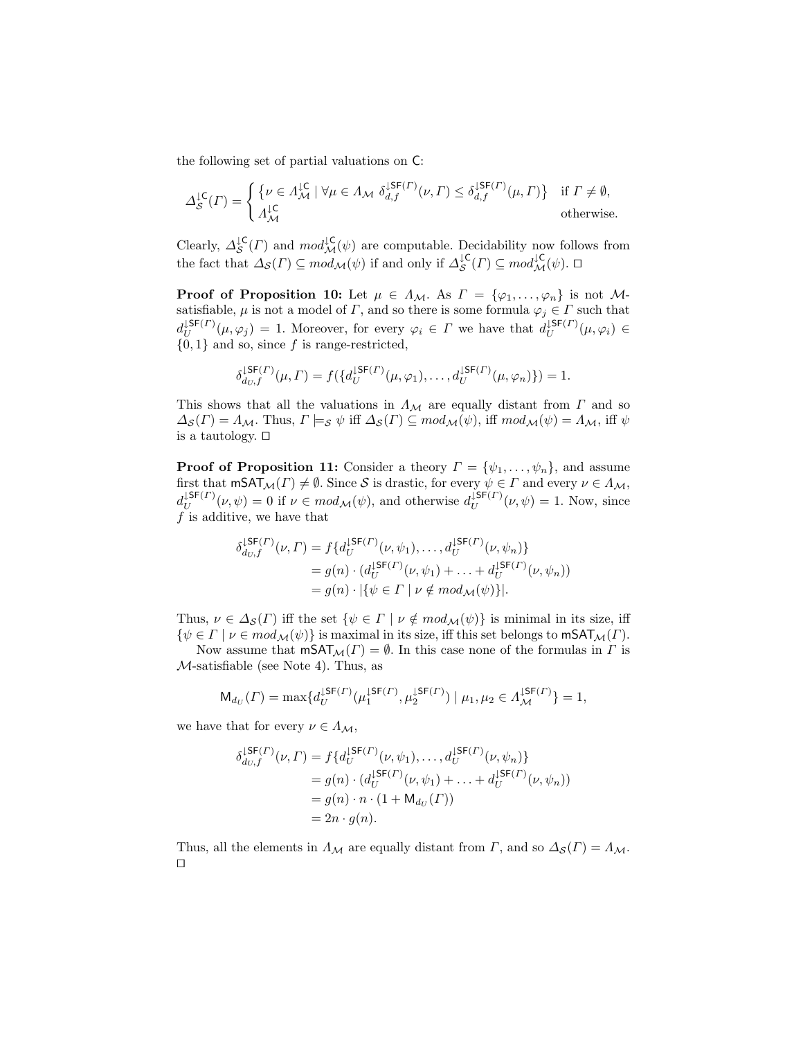the following set of partial valuations on $\mathsf{C}$:

$$\Delta_{\mathcal{S}}^{\downarrow\mathsf{C}}(\Gamma) = \begin{cases} \{\nu \in \Lambda_{\mathcal{M}}^{\downarrow\mathsf{C}} \mid \forall \mu \in \Lambda_{\mathcal{M}} \ \delta_{d,f}^{\downarrow\mathsf{SF}(\Gamma)}(\nu, \Gamma) \leq \delta_{d,f}^{\downarrow\mathsf{SF}(\Gamma)}(\mu, \Gamma)\} & \text{if } \Gamma \neq \emptyset, \\ \Lambda_{\mathcal{M}}^{\downarrow\mathsf{C}} & \text{otherwise.} \end{cases}$$

Clearly, $\Delta_{\mathcal{S}}^{\downarrow\mathsf{C}}(\Gamma)$ and $mod_{\mathcal{M}}^{\downarrow\mathsf{C}}(\psi)$ are computable. Decidability now follows from the fact that $\Delta_{\mathcal{S}}(\Gamma) \subseteq mod_{\mathcal{M}}(\psi)$ if and only if $\Delta_{\mathcal{S}}^{\downarrow\mathsf{C}}(\Gamma) \subseteq mod_{\mathcal{M}}^{\downarrow\mathsf{C}}(\psi)$. $\square$

**Proof of Proposition 10:** Let $\mu \in \Lambda_{\mathcal{M}}$. As $\Gamma = \{\varphi_1, \ldots, \varphi_n\}$ is not $\mathcal{M}$-satisfiable, $\mu$ is not a model of $\Gamma$, and so there is some formula $\varphi_j \in \Gamma$ such that $d_U^{\downarrow\mathsf{SF}(\Gamma)}(\mu, \varphi_j) = 1$. Moreover, for every $\varphi_i \in \Gamma$ we have that $d_U^{\downarrow\mathsf{SF}(\Gamma)}(\mu, \varphi_i) \in \{0, 1\}$ and so, since $f$ is range-restricted,

$$\delta_{d_U,f}^{\downarrow\mathsf{SF}(\Gamma)}(\mu, \Gamma) = f(\{d_U^{\downarrow\mathsf{SF}(\Gamma)}(\mu, \varphi_1), \ldots, d_U^{\downarrow\mathsf{SF}(\Gamma)}(\mu, \varphi_n)\}) = 1.$$

This shows that all the valuations in $\Lambda_{\mathcal{M}}$ are equally distant from $\Gamma$ and so $\Delta_{\mathcal{S}}(\Gamma) = \Lambda_{\mathcal{M}}$. Thus, $\Gamma \models_{\mathcal{S}} \psi$ iff $\Delta_{\mathcal{S}}(\Gamma) \subseteq mod_{\mathcal{M}}(\psi)$, iff $mod_{\mathcal{M}}(\psi) = \Lambda_{\mathcal{M}}$, iff $\psi$ is a tautology. $\square$

**Proof of Proposition 11:** Consider a theory $\Gamma = \{\psi_1, \ldots, \psi_n\}$, and assume first that $\mathsf{mSAT}_{\mathcal{M}}(\Gamma) \neq \emptyset$. Since $\mathcal{S}$ is drastic, for every $\psi \in \Gamma$ and every $\nu \in \Lambda_{\mathcal{M}}$, $d_U^{\downarrow\mathsf{SF}(\Gamma)}(\nu, \psi) = 0$ if $\nu \in mod_{\mathcal{M}}(\psi)$, and otherwise $d_U^{\downarrow\mathsf{SF}(\Gamma)}(\nu, \psi) = 1$. Now, since $f$ is additive, we have that

$$\begin{aligned} \delta_{d_U,f}^{\downarrow\mathsf{SF}(\Gamma)}(\nu, \Gamma) &= f\{d_U^{\downarrow\mathsf{SF}(\Gamma)}(\nu, \psi_1), \ldots, d_U^{\downarrow\mathsf{SF}(\Gamma)}(\nu, \psi_n)\} \\ &= g(n) \cdot (d_U^{\downarrow\mathsf{SF}(\Gamma)}(\nu, \psi_1) + \ldots + d_U^{\downarrow\mathsf{SF}(\Gamma)}(\nu, \psi_n)) \\ &= g(n) \cdot |\{\psi \in \Gamma \mid \nu \notin mod_{\mathcal{M}}(\psi)\}|. \end{aligned}$$

Thus, $\nu \in \Delta_{\mathcal{S}}(\Gamma)$ iff the set $\{\psi \in \Gamma \mid \nu \notin mod_{\mathcal{M}}(\psi)\}$ is minimal in its size, iff $\{\psi \in \Gamma \mid \nu \in mod_{\mathcal{M}}(\psi)\}$ is maximal in its size, iff this set belongs to $\mathsf{mSAT}_{\mathcal{M}}(\Gamma)$.

Now assume that $\mathsf{mSAT}_{\mathcal{M}}(\Gamma) = \emptyset$. In this case none of the formulas in $\Gamma$ is $\mathcal{M}$-satisfiable (see Note 4). Thus, as

$$\mathsf{M}_{d_U}(\Gamma) = \max\{d_U^{\downarrow\mathsf{SF}(\Gamma)}(\mu_1^{\downarrow\mathsf{SF}(\Gamma)}, \mu_2^{\downarrow\mathsf{SF}(\Gamma)}) \mid \mu_1, \mu_2 \in \Lambda_{\mathcal{M}}^{\downarrow\mathsf{SF}(\Gamma)}\} = 1,$$

we have that for every $\nu \in \Lambda_{\mathcal{M}}$,

$$\begin{aligned} \delta_{d_U,f}^{\downarrow\mathsf{SF}(\Gamma)}(\nu, \Gamma) &= f\{d_U^{\downarrow\mathsf{SF}(\Gamma)}(\nu, \psi_1), \ldots, d_U^{\downarrow\mathsf{SF}(\Gamma)}(\nu, \psi_n)\} \\ &= g(n) \cdot (d_U^{\downarrow\mathsf{SF}(\Gamma)}(\nu, \psi_1) + \ldots + d_U^{\downarrow\mathsf{SF}(\Gamma)}(\nu, \psi_n)) \\ &= g(n) \cdot n \cdot (1 + \mathsf{M}_{d_U}(\Gamma)) \\ &= 2n \cdot g(n). \end{aligned}$$

Thus, all the elements in $\Lambda_{\mathcal{M}}$ are equally distant from $\Gamma$, and so $\Delta_{\mathcal{S}}(\Gamma) = \Lambda_{\mathcal{M}}$. $\square$